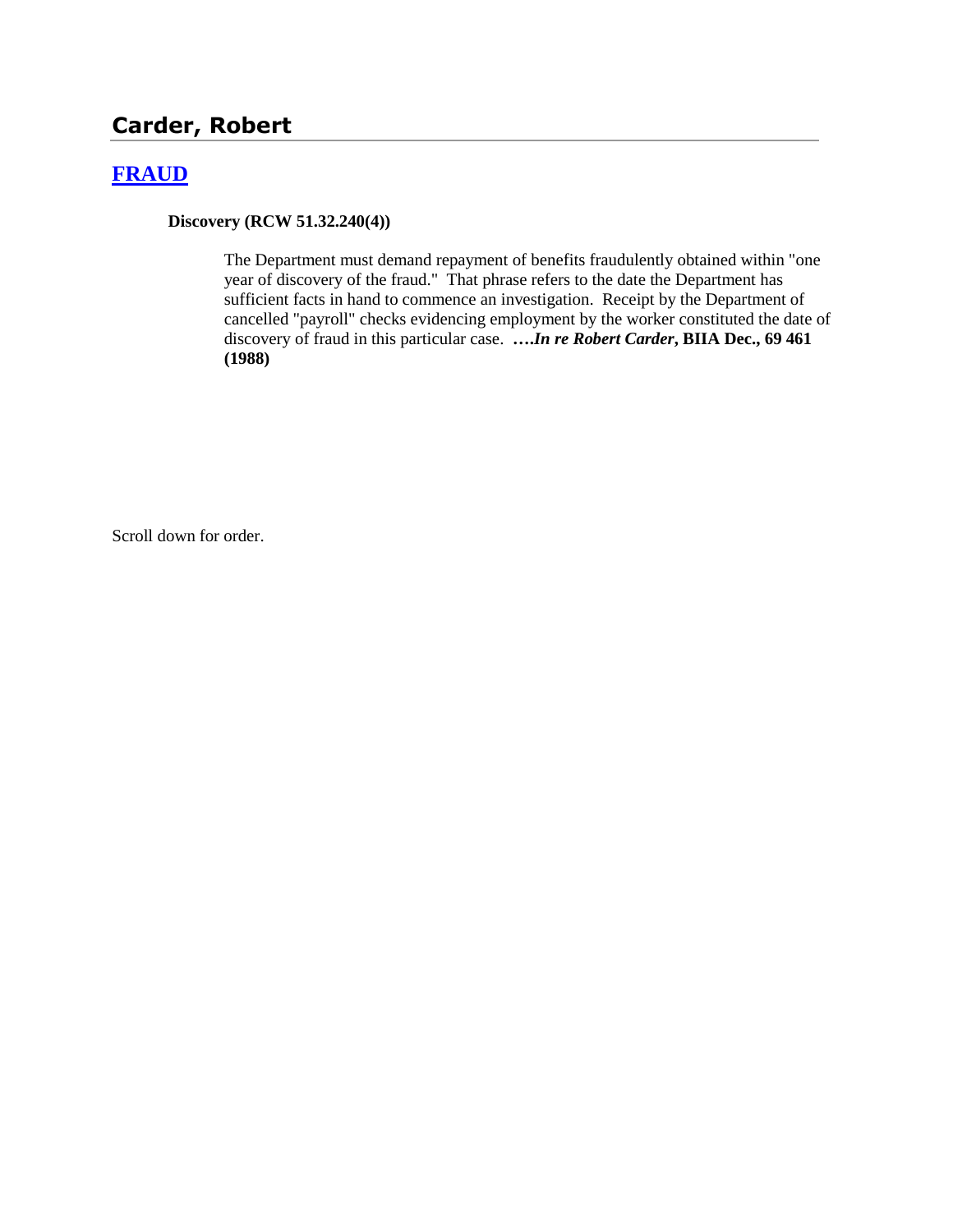# Carder, Robert

## [FRAUD]

**Discovery (RCW 51.32.240(4))**

The Department must demand repayment of benefits fraudulently obtained within "one year of discovery of the fraud." That phrase refers to the date the Department has sufficient facts in hand to commence an investigation. Receipt by the Department of cancelled "payroll" checks evidencing employment by the worker constituted the date of discovery of fraud in this particular case. ***….In re Robert Carder*, BIIA Dec., 69 461 (1988)**

Scroll down for order.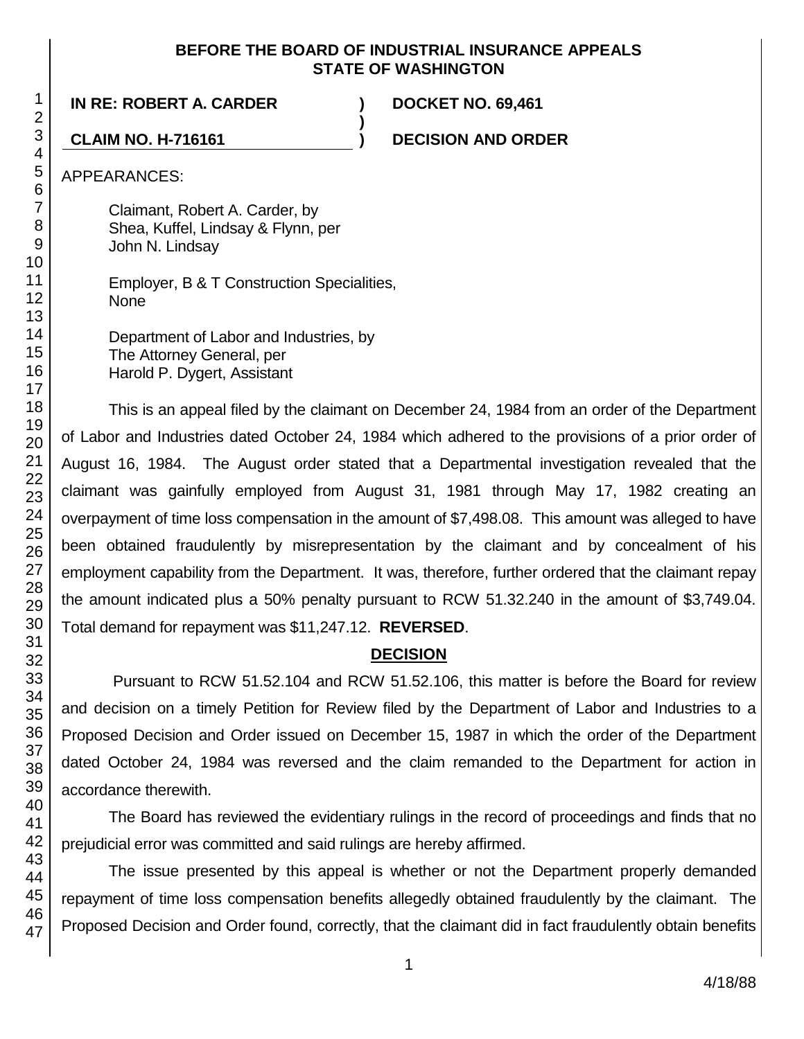**BEFORE THE BOARD OF INDUSTRIAL INSURANCE APPEALS**
**STATE OF WASHINGTON**

**IN RE: ROBERT A. CARDER** ) **DOCKET NO. 69,461**
)
**CLAIM NO. H-716161** ) **DECISION AND ORDER**

APPEARANCES:

Claimant, Robert A. Carder, by
Shea, Kuffel, Lindsay & Flynn, per
John N. Lindsay

Employer, B & T Construction Specialities,
None

Department of Labor and Industries, by
The Attorney General, per
Harold P. Dygert, Assistant

This is an appeal filed by the claimant on December 24, 1984 from an order of the Department of Labor and Industries dated October 24, 1984 which adhered to the provisions of a prior order of August 16, 1984. The August order stated that a Departmental investigation revealed that the claimant was gainfully employed from August 31, 1981 through May 17, 1982 creating an overpayment of time loss compensation in the amount of $7,498.08. This amount was alleged to have been obtained fraudulently by misrepresentation by the claimant and by concealment of his employment capability from the Department. It was, therefore, further ordered that the claimant repay the amount indicated plus a 50% penalty pursuant to RCW 51.32.240 in the amount of $3,749.04. Total demand for repayment was $11,247.12. **REVERSED**.

**DECISION**

Pursuant to RCW 51.52.104 and RCW 51.52.106, this matter is before the Board for review and decision on a timely Petition for Review filed by the Department of Labor and Industries to a Proposed Decision and Order issued on December 15, 1987 in which the order of the Department dated October 24, 1984 was reversed and the claim remanded to the Department for action in accordance therewith.

The Board has reviewed the evidentiary rulings in the record of proceedings and finds that no prejudicial error was committed and said rulings are hereby affirmed.

The issue presented by this appeal is whether or not the Department properly demanded repayment of time loss compensation benefits allegedly obtained fraudulently by the claimant. The Proposed Decision and Order found, correctly, that the claimant did in fact fraudulently obtain benefits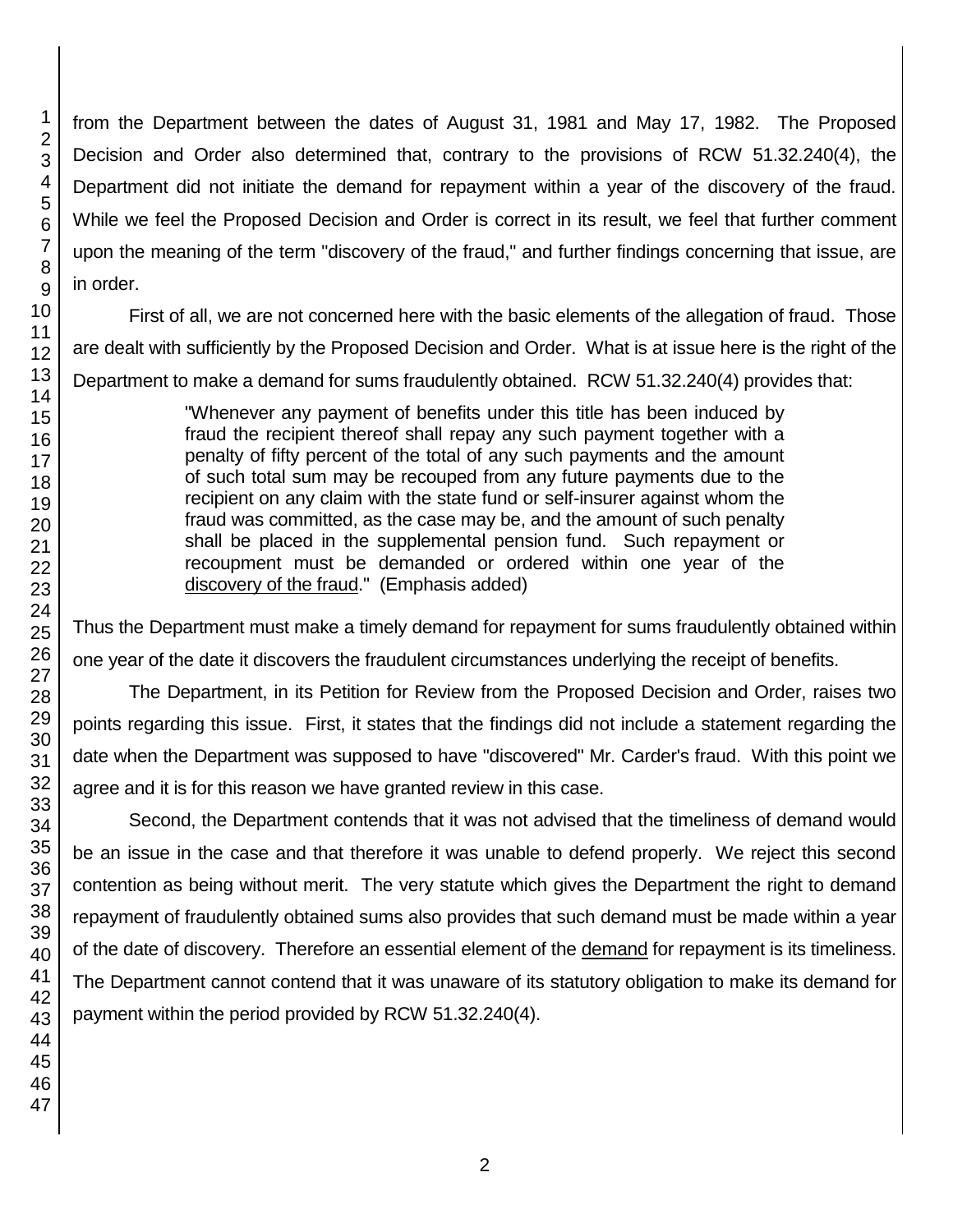from the Department between the dates of August 31, 1981 and May 17, 1982. The Proposed Decision and Order also determined that, contrary to the provisions of RCW 51.32.240(4), the Department did not initiate the demand for repayment within a year of the discovery of the fraud. While we feel the Proposed Decision and Order is correct in its result, we feel that further comment upon the meaning of the term "discovery of the fraud," and further findings concerning that issue, are in order.

First of all, we are not concerned here with the basic elements of the allegation of fraud. Those are dealt with sufficiently by the Proposed Decision and Order. What is at issue here is the right of the Department to make a demand for sums fraudulently obtained. RCW 51.32.240(4) provides that:

> "Whenever any payment of benefits under this title has been induced by fraud the recipient thereof shall repay any such payment together with a penalty of fifty percent of the total of any such payments and the amount of such total sum may be recouped from any future payments due to the recipient on any claim with the state fund or self-insurer against whom the fraud was committed, as the case may be, and the amount of such penalty shall be placed in the supplemental pension fund. Such repayment or recoupment must be demanded or ordered within one year of the <u>discovery of the fraud</u>." (Emphasis added)

Thus the Department must make a timely demand for repayment for sums fraudulently obtained within one year of the date it discovers the fraudulent circumstances underlying the receipt of benefits.

The Department, in its Petition for Review from the Proposed Decision and Order, raises two points regarding this issue. First, it states that the findings did not include a statement regarding the date when the Department was supposed to have "discovered" Mr. Carder's fraud. With this point we agree and it is for this reason we have granted review in this case.

Second, the Department contends that it was not advised that the timeliness of demand would be an issue in the case and that therefore it was unable to defend properly. We reject this second contention as being without merit. The very statute which gives the Department the right to demand repayment of fraudulently obtained sums also provides that such demand must be made within a year of the date of discovery. Therefore an essential element of the <u>demand</u> for repayment is its timeliness. The Department cannot contend that it was unaware of its statutory obligation to make its demand for payment within the period provided by RCW 51.32.240(4).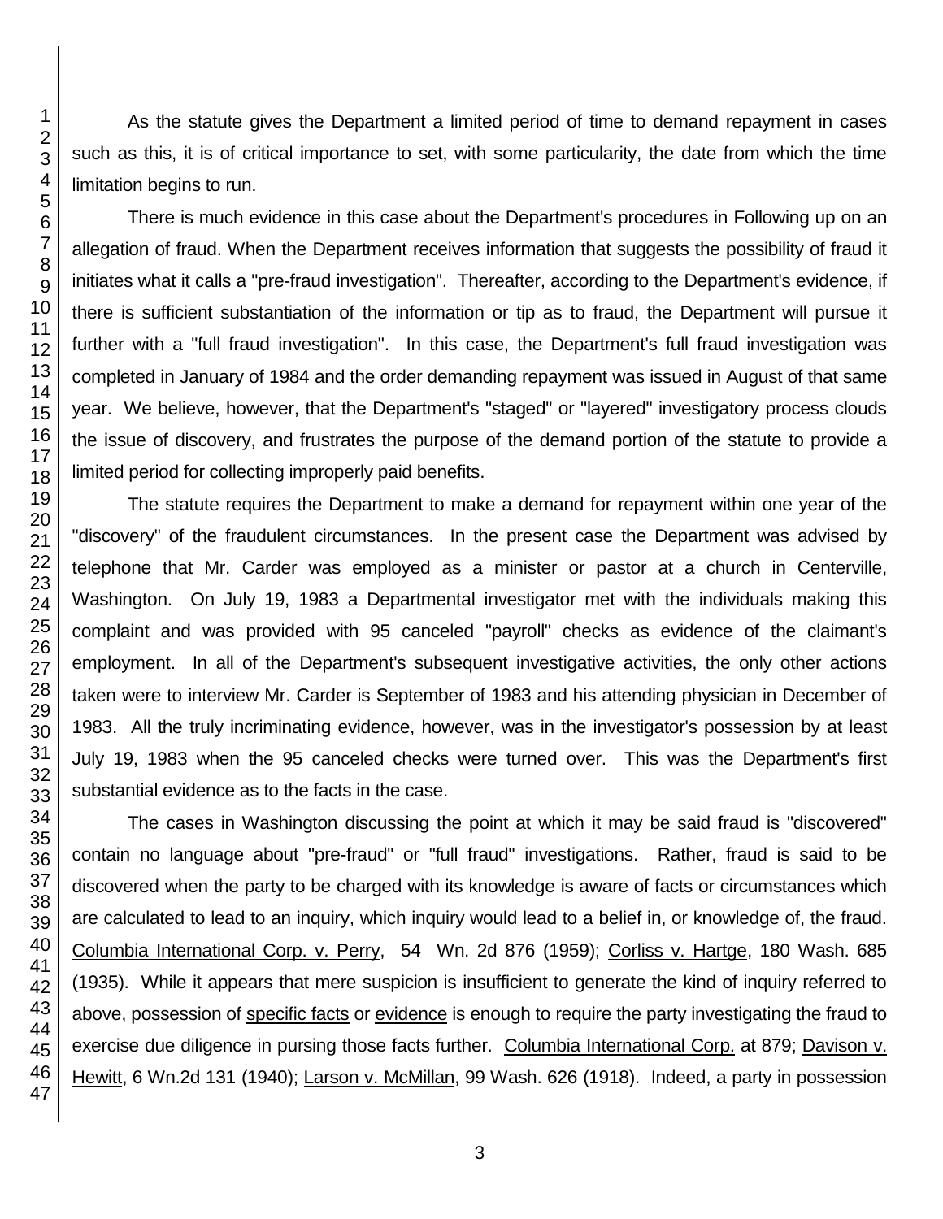As the statute gives the Department a limited period of time to demand repayment in cases such as this, it is of critical importance to set, with some particularity, the date from which the time limitation begins to run.

There is much evidence in this case about the Department's procedures in Following up on an allegation of fraud. When the Department receives information that suggests the possibility of fraud it initiates what it calls a "pre-fraud investigation". Thereafter, according to the Department's evidence, if there is sufficient substantiation of the information or tip as to fraud, the Department will pursue it further with a "full fraud investigation". In this case, the Department's full fraud investigation was completed in January of 1984 and the order demanding repayment was issued in August of that same year. We believe, however, that the Department's "staged" or "layered" investigatory process clouds the issue of discovery, and frustrates the purpose of the demand portion of the statute to provide a limited period for collecting improperly paid benefits.

The statute requires the Department to make a demand for repayment within one year of the "discovery" of the fraudulent circumstances. In the present case the Department was advised by telephone that Mr. Carder was employed as a minister or pastor at a church in Centerville, Washington. On July 19, 1983 a Departmental investigator met with the individuals making this complaint and was provided with 95 canceled "payroll" checks as evidence of the claimant's employment. In all of the Department's subsequent investigative activities, the only other actions taken were to interview Mr. Carder is September of 1983 and his attending physician in December of 1983. All the truly incriminating evidence, however, was in the investigator's possession by at least July 19, 1983 when the 95 canceled checks were turned over. This was the Department's first substantial evidence as to the facts in the case.

The cases in Washington discussing the point at which it may be said fraud is "discovered" contain no language about "pre-fraud" or "full fraud" investigations. Rather, fraud is said to be discovered when the party to be charged with its knowledge is aware of facts or circumstances which are calculated to lead to an inquiry, which inquiry would lead to a belief in, or knowledge of, the fraud. Columbia International Corp. v. Perry, 54 Wn. 2d 876 (1959); Corliss v. Hartge, 180 Wash. 685 (1935). While it appears that mere suspicion is insufficient to generate the kind of inquiry referred to above, possession of specific facts or evidence is enough to require the party investigating the fraud to exercise due diligence in pursing those facts further. Columbia International Corp. at 879; Davison v. Hewitt, 6 Wn.2d 131 (1940); Larson v. McMillan, 99 Wash. 626 (1918). Indeed, a party in possession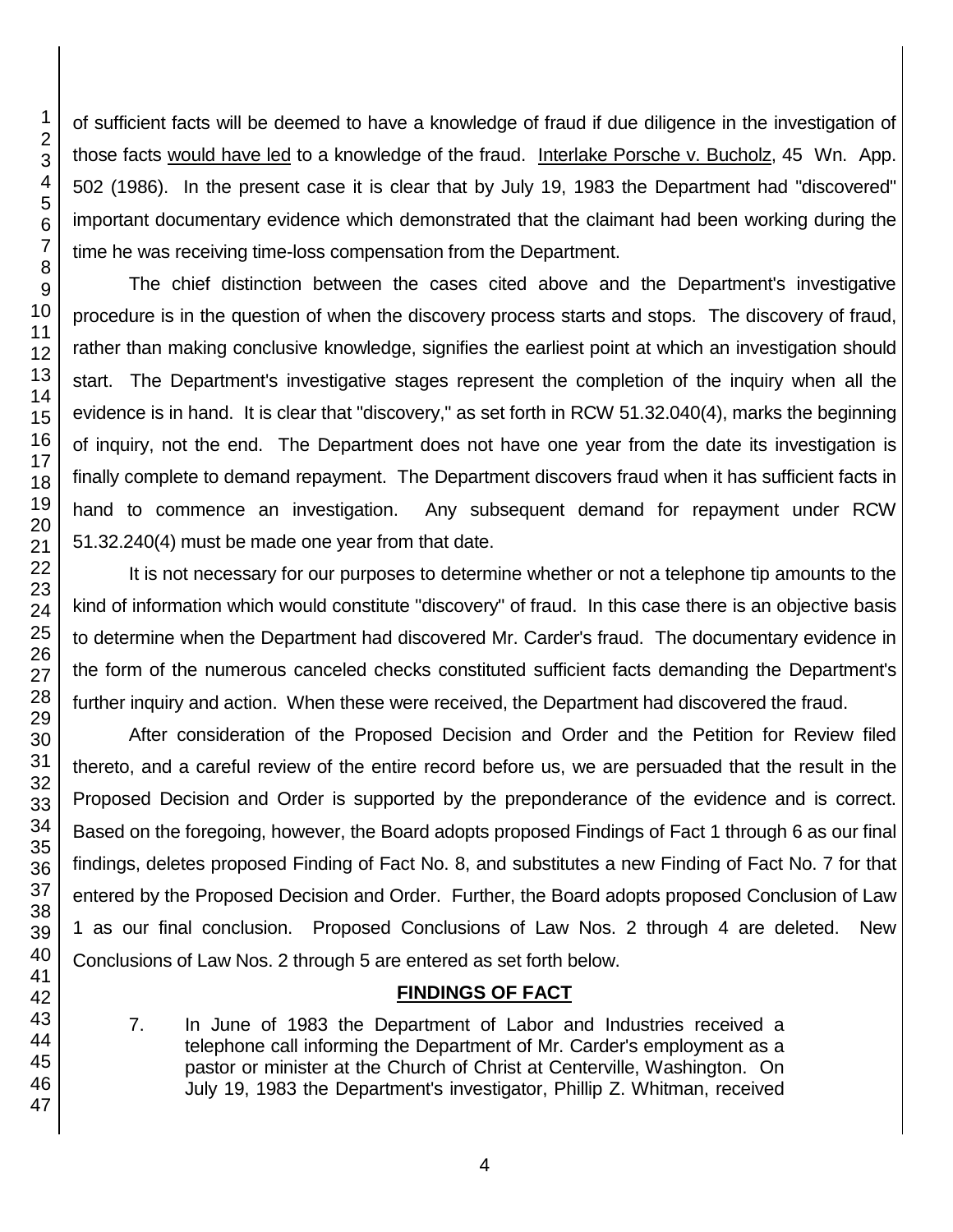of sufficient facts will be deemed to have a knowledge of fraud if due diligence in the investigation of those facts would have led to a knowledge of the fraud. Interlake Porsche v. Bucholz, 45 Wn. App. 502 (1986). In the present case it is clear that by July 19, 1983 the Department had "discovered" important documentary evidence which demonstrated that the claimant had been working during the time he was receiving time-loss compensation from the Department.

The chief distinction between the cases cited above and the Department's investigative procedure is in the question of when the discovery process starts and stops. The discovery of fraud, rather than making conclusive knowledge, signifies the earliest point at which an investigation should start. The Department's investigative stages represent the completion of the inquiry when all the evidence is in hand. It is clear that "discovery," as set forth in RCW 51.32.040(4), marks the beginning of inquiry, not the end. The Department does not have one year from the date its investigation is finally complete to demand repayment. The Department discovers fraud when it has sufficient facts in hand to commence an investigation. Any subsequent demand for repayment under RCW 51.32.240(4) must be made one year from that date.

It is not necessary for our purposes to determine whether or not a telephone tip amounts to the kind of information which would constitute "discovery" of fraud. In this case there is an objective basis to determine when the Department had discovered Mr. Carder's fraud. The documentary evidence in the form of the numerous canceled checks constituted sufficient facts demanding the Department's further inquiry and action. When these were received, the Department had discovered the fraud.

After consideration of the Proposed Decision and Order and the Petition for Review filed thereto, and a careful review of the entire record before us, we are persuaded that the result in the Proposed Decision and Order is supported by the preponderance of the evidence and is correct. Based on the foregoing, however, the Board adopts proposed Findings of Fact 1 through 6 as our final findings, deletes proposed Finding of Fact No. 8, and substitutes a new Finding of Fact No. 7 for that entered by the Proposed Decision and Order. Further, the Board adopts proposed Conclusion of Law 1 as our final conclusion. Proposed Conclusions of Law Nos. 2 through 4 are deleted. New Conclusions of Law Nos. 2 through 5 are entered as set forth below.

## FINDINGS OF FACT

7. In June of 1983 the Department of Labor and Industries received a telephone call informing the Department of Mr. Carder's employment as a pastor or minister at the Church of Christ at Centerville, Washington. On July 19, 1983 the Department's investigator, Phillip Z. Whitman, received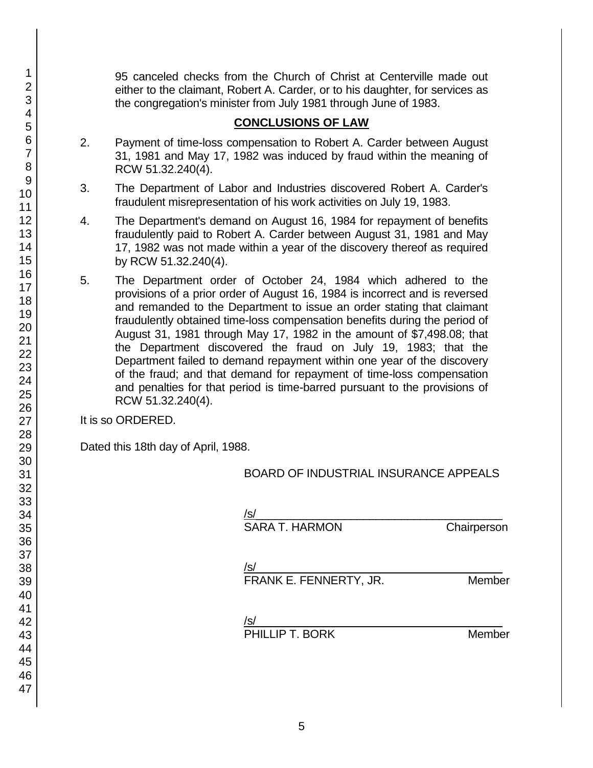95 canceled checks from the Church of Christ at Centerville made out either to the claimant, Robert A. Carder, or to his daughter, for services as the congregation's minister from July 1981 through June of 1983.

## CONCLUSIONS OF LAW

2. Payment of time-loss compensation to Robert A. Carder between August 31, 1981 and May 17, 1982 was induced by fraud within the meaning of RCW 51.32.240(4).

3. The Department of Labor and Industries discovered Robert A. Carder's fraudulent misrepresentation of his work activities on July 19, 1983.

4. The Department's demand on August 16, 1984 for repayment of benefits fraudulently paid to Robert A. Carder between August 31, 1981 and May 17, 1982 was not made within a year of the discovery thereof as required by RCW 51.32.240(4).

5. The Department order of October 24, 1984 which adhered to the provisions of a prior order of August 16, 1984 is incorrect and is reversed and remanded to the Department to issue an order stating that claimant fraudulently obtained time-loss compensation benefits during the period of August 31, 1981 through May 17, 1982 in the amount of $7,498.08; that the Department discovered the fraud on July 19, 1983; that the Department failed to demand repayment within one year of the discovery of the fraud; and that demand for repayment of time-loss compensation and penalties for that period is time-barred pursuant to the provisions of RCW 51.32.240(4).

It is so ORDERED.

Dated this 18th day of April, 1988.

BOARD OF INDUSTRIAL INSURANCE APPEALS

/s/
SARA T. HARMON Chairperson

/s/
FRANK E. FENNERTY, JR. Member

/s/
PHILLIP T. BORK Member